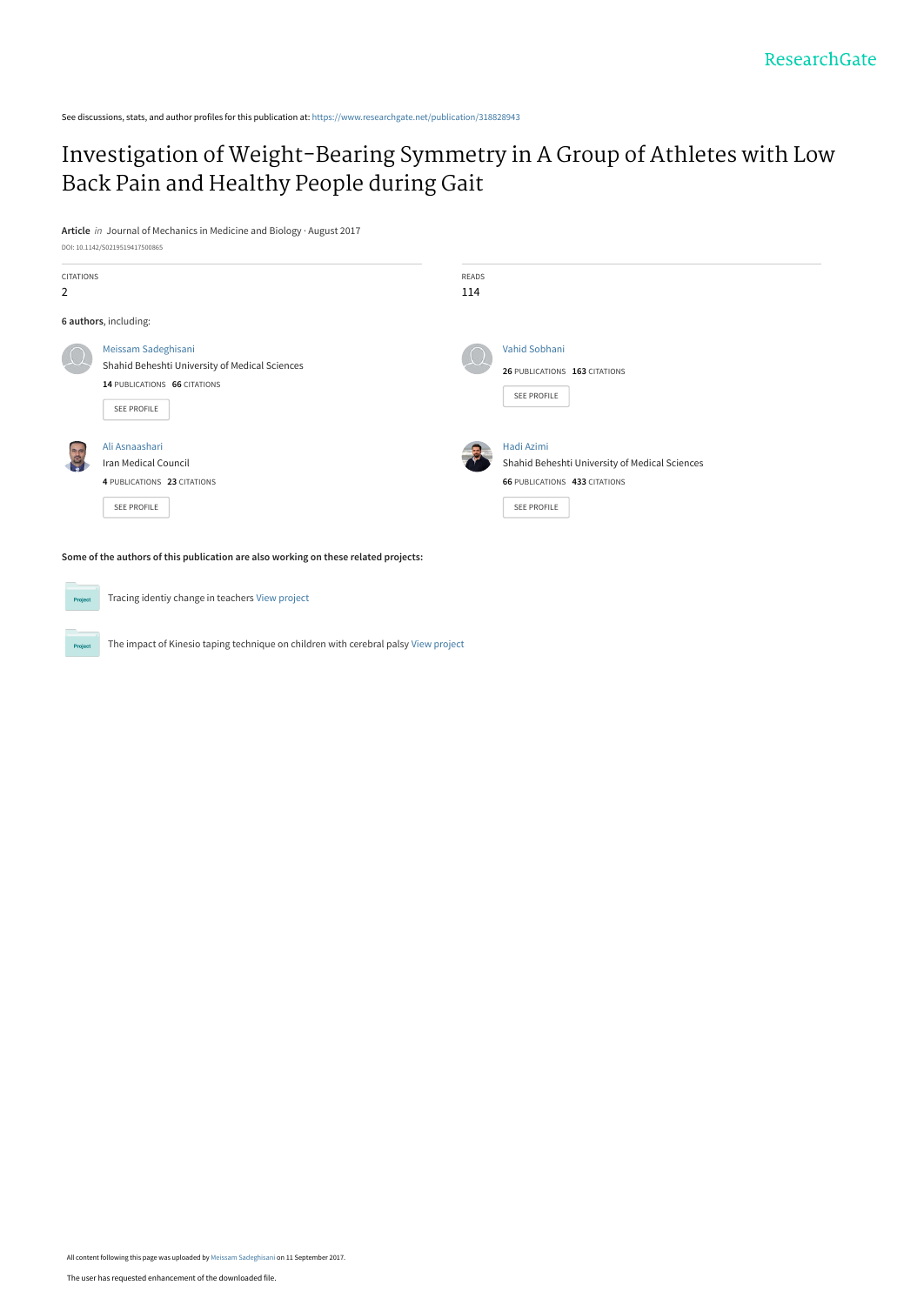See discussions, stats, and author profiles for this publication at: https://www.researchgate.net/publication/318828943

# Investigation of Weight-Bearing Symmetry in A Group of Athletes with Low Back Pain and Healthy People during Gait

**Article** *in* Journal of Mechanics in Medicine and Biology · August 2017

DOI: 10.1142/S0219519417500865

CITATIONS
2

READS
114

**6 authors**, including:

Meissam Sadeghisani
Shahid Beheshti University of Medical Sciences
**14** PUBLICATIONS **66** CITATIONS
SEE PROFILE

Vahid Sobhani
**26** PUBLICATIONS **163** CITATIONS
SEE PROFILE

Ali Asnaashari
Iran Medical Council
**4** PUBLICATIONS **23** CITATIONS
SEE PROFILE

Hadi Azimi
Shahid Beheshti University of Medical Sciences
**66** PUBLICATIONS **433** CITATIONS
SEE PROFILE

**Some of the authors of this publication are also working on these related projects:**

Project: Tracing identiy change in teachers View project

Project: The impact of Kinesio taping technique on children with cerebral palsy View project

All content following this page was uploaded by Meissam Sadeghisani on 11 September 2017.

The user has requested enhancement of the downloaded file.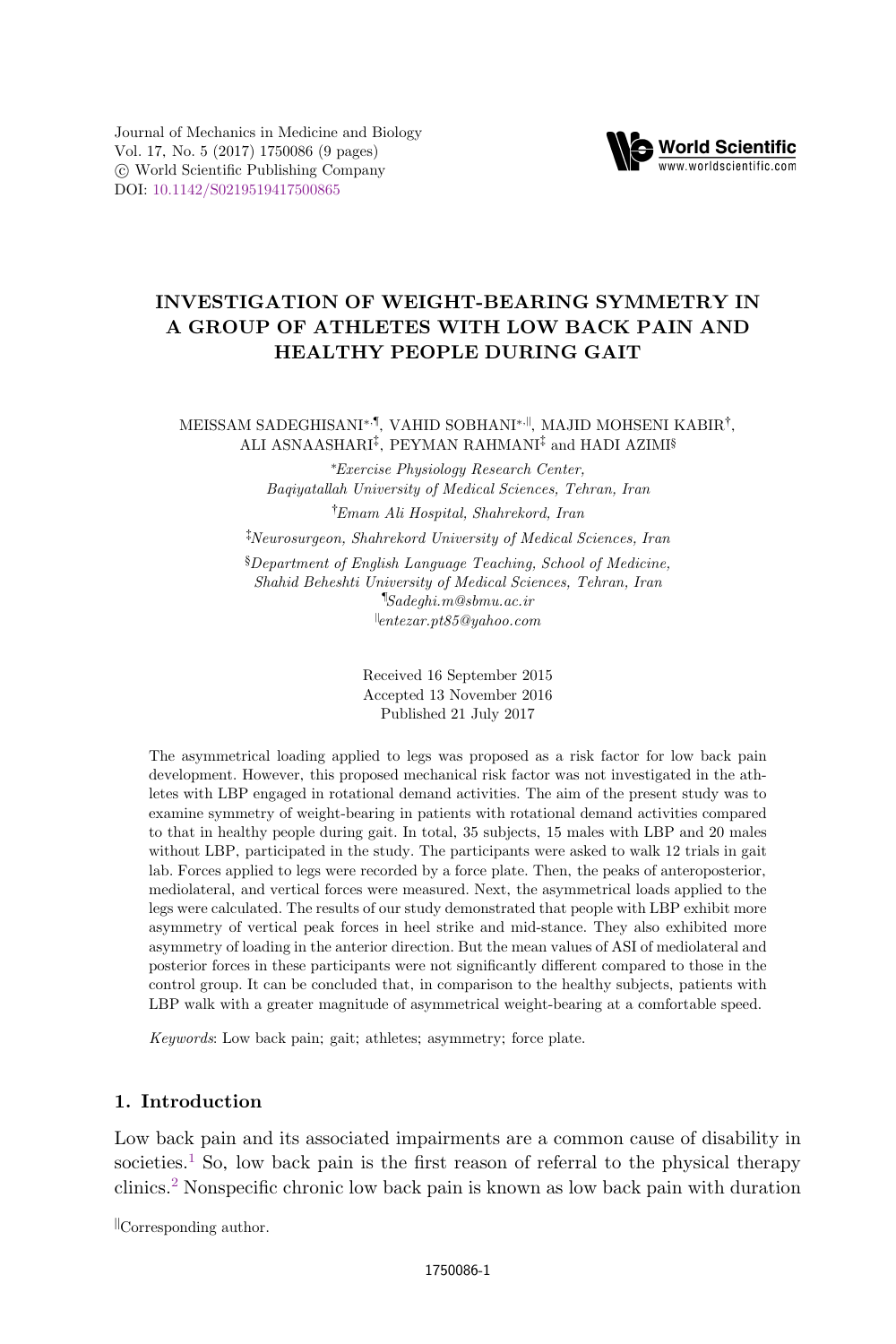# INVESTIGATION OF WEIGHT-BEARING SYMMETRY IN A GROUP OF ATHLETES WITH LOW BACK PAIN AND HEALTHY PEOPLE DURING GAIT

MEISSAM SADEGHISANI[*,¶], VAHID SOBHANI[*,||], MAJID MOHSENI KABIR[†], ALI ASNAASHARI[‡], PEYMAN RAHMANI[‡] and HADI AZIMI[§]

[*]*Exercise Physiology Research Center, Baqiyatallah University of Medical Sciences, Tehran, Iran*

[†]*Emam Ali Hospital, Shahrekord, Iran*

[‡]*Neurosurgeon, Shahrekord University of Medical Sciences, Iran*

[§]*Department of English Language Teaching, School of Medicine, Shahid Beheshti University of Medical Sciences, Tehran, Iran*

[¶]*Sadeghi.m@sbmu.ac.ir*

[||]*entezar.pt85@yahoo.com*

Received 16 September 2015
Accepted 13 November 2016
Published 21 July 2017

The asymmetrical loading applied to legs was proposed as a risk factor for low back pain development. However, this proposed mechanical risk factor was not investigated in the athletes with LBP engaged in rotational demand activities. The aim of the present study was to examine symmetry of weight-bearing in patients with rotational demand activities compared to that in healthy people during gait. In total, 35 subjects, 15 males with LBP and 20 males without LBP, participated in the study. The participants were asked to walk 12 trials in gait lab. Forces applied to legs were recorded by a force plate. Then, the peaks of anteroposterior, mediolateral, and vertical forces were measured. Next, the asymmetrical loads applied to the legs were calculated. The results of our study demonstrated that people with LBP exhibit more asymmetry of vertical peak forces in heel strike and mid-stance. They also exhibited more asymmetry of loading in the anterior direction. But the mean values of ASI of mediolateral and posterior forces in these participants were not significantly different compared to those in the control group. It can be concluded that, in comparison to the healthy subjects, patients with LBP walk with a greater magnitude of asymmetrical weight-bearing at a comfortable speed.

*Keywords*: Low back pain; gait; athletes; asymmetry; force plate.

## 1. Introduction

Low back pain and its associated impairments are a common cause of disability in societies.[1] So, low back pain is the first reason of referral to the physical therapy clinics.[2] Nonspecific chronic low back pain is known as low back pain with duration

[||]Corresponding author.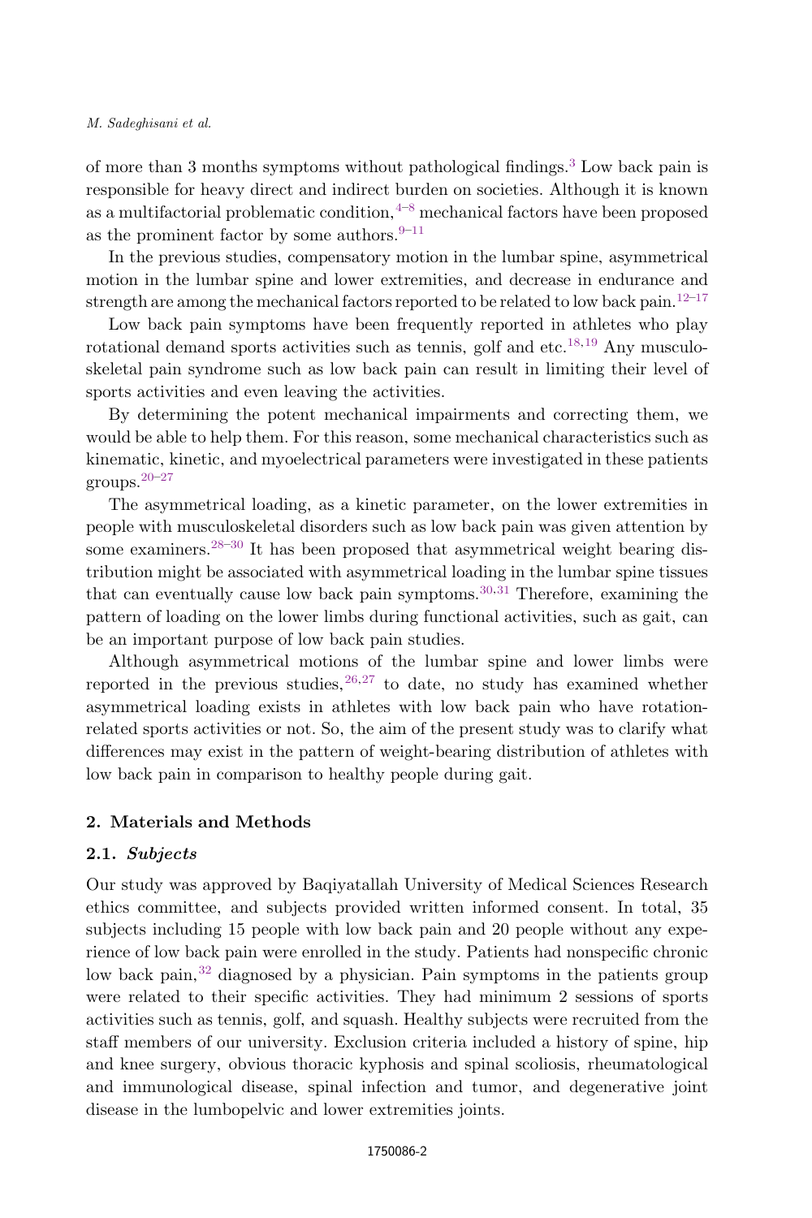of more than 3 months symptoms without pathological findings.[3] Low back pain is responsible for heavy direct and indirect burden on societies. Although it is known as a multifactorial problematic condition,[4–8] mechanical factors have been proposed as the prominent factor by some authors.[9–11]

In the previous studies, compensatory motion in the lumbar spine, asymmetrical motion in the lumbar spine and lower extremities, and decrease in endurance and strength are among the mechanical factors reported to be related to low back pain.[12–17]

Low back pain symptoms have been frequently reported in athletes who play rotational demand sports activities such as tennis, golf and etc.[18,19] Any musculoskeletal pain syndrome such as low back pain can result in limiting their level of sports activities and even leaving the activities.

By determining the potent mechanical impairments and correcting them, we would be able to help them. For this reason, some mechanical characteristics such as kinematic, kinetic, and myoelectrical parameters were investigated in these patients groups.[20–27]

The asymmetrical loading, as a kinetic parameter, on the lower extremities in people with musculoskeletal disorders such as low back pain was given attention by some examiners.[28–30] It has been proposed that asymmetrical weight bearing distribution might be associated with asymmetrical loading in the lumbar spine tissues that can eventually cause low back pain symptoms.[30,31] Therefore, examining the pattern of loading on the lower limbs during functional activities, such as gait, can be an important purpose of low back pain studies.

Although asymmetrical motions of the lumbar spine and lower limbs were reported in the previous studies,[26,27] to date, no study has examined whether asymmetrical loading exists in athletes with low back pain who have rotation-related sports activities or not. So, the aim of the present study was to clarify what differences may exist in the pattern of weight-bearing distribution of athletes with low back pain in comparison to healthy people during gait.

## 2. Materials and Methods

### 2.1. *Subjects*

Our study was approved by Baqiyatallah University of Medical Sciences Research ethics committee, and subjects provided written informed consent. In total, 35 subjects including 15 people with low back pain and 20 people without any experience of low back pain were enrolled in the study. Patients had nonspecific chronic low back pain,[32] diagnosed by a physician. Pain symptoms in the patients group were related to their specific activities. They had minimum 2 sessions of sports activities such as tennis, golf, and squash. Healthy subjects were recruited from the staff members of our university. Exclusion criteria included a history of spine, hip and knee surgery, obvious thoracic kyphosis and spinal scoliosis, rheumatological and immunological disease, spinal infection and tumor, and degenerative joint disease in the lumbopelvic and lower extremities joints.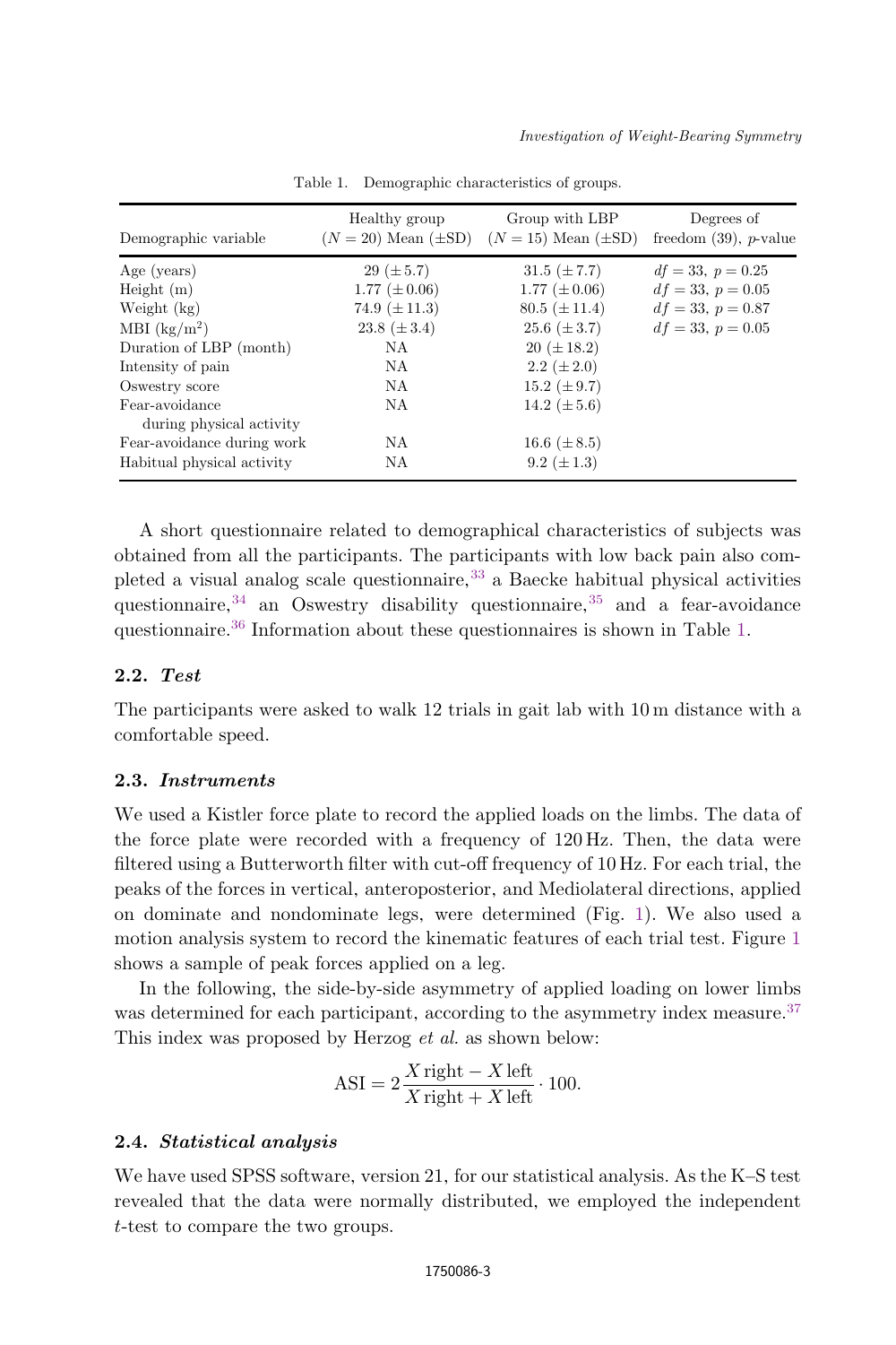Table 1. Demographic characteristics of groups.

| Demographic variable | Healthy group ($N = 20$) Mean ($\pm$SD) | Group with LBP ($N = 15$) Mean ($\pm$SD) | Degrees of freedom (39), $p$-value |
|---|---|---|---|
| Age (years) | 29 ($\pm$5.7) | 31.5 ($\pm$7.7) | $df = 33$, $p = 0.25$ |
| Height (m) | 1.77 ($\pm$0.06) | 1.77 ($\pm$0.06) | $df = 33$, $p = 0.05$ |
| Weight (kg) | 74.9 ($\pm$11.3) | 80.5 ($\pm$11.4) | $df = 33$, $p = 0.87$ |
| MBI (kg/m$^2$) | 23.8 ($\pm$3.4) | 25.6 ($\pm$3.7) | $df = 33$, $p = 0.05$ |
| Duration of LBP (month) | NA | 20 ($\pm$18.2) | |
| Intensity of pain | NA | 2.2 ($\pm$2.0) | |
| Oswestry score | NA | 15.2 ($\pm$9.7) | |
| Fear-avoidance during physical activity | NA | 14.2 ($\pm$5.6) | |
| Fear-avoidance during work | NA | 16.6 ($\pm$8.5) | |
| Habitual physical activity | NA | 9.2 ($\pm$1.3) | |

A short questionnaire related to demographical characteristics of subjects was obtained from all the participants. The participants with low back pain also completed a visual analog scale questionnaire,[33] a Baecke habitual physical activities questionnaire,[34] an Oswestry disability questionnaire,[35] and a fear-avoidance questionnaire.[36] Information about these questionnaires is shown in Table 1.

### 2.2. *Test*

The participants were asked to walk 12 trials in gait lab with 10 m distance with a comfortable speed.

### 2.3. *Instruments*

We used a Kistler force plate to record the applied loads on the limbs. The data of the force plate were recorded with a frequency of 120 Hz. Then, the data were filtered using a Butterworth filter with cut-off frequency of 10 Hz. For each trial, the peaks of the forces in vertical, anteroposterior, and Mediolateral directions, applied on dominate and nondominate legs, were determined (Fig. 1). We also used a motion analysis system to record the kinematic features of each trial test. Figure 1 shows a sample of peak forces applied on a leg.

In the following, the side-by-side asymmetry of applied loading on lower limbs was determined for each participant, according to the asymmetry index measure.[37] This index was proposed by Herzog *et al.* as shown below:

$$\text{ASI} = 2\frac{X\,\text{right} - X\,\text{left}}{X\,\text{right} + X\,\text{left}} \cdot 100.$$

### 2.4. *Statistical analysis*

We have used SPSS software, version 21, for our statistical analysis. As the K–S test revealed that the data were normally distributed, we employed the independent $t$-test to compare the two groups.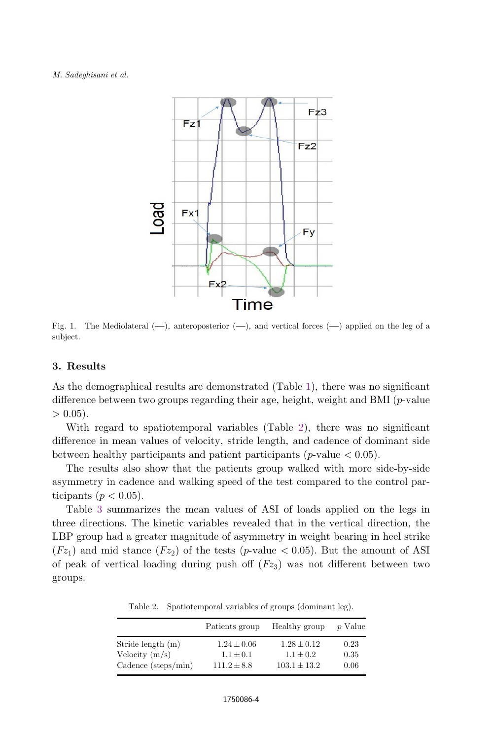Fig. 1. The Mediolateral (—), anteroposterior (—), and vertical forces (—) applied on the leg of a subject.

## 3. Results

As the demographical results are demonstrated (Table 1), there was no significant difference between two groups regarding their age, height, weight and BMI ($p$-value $> 0.05$).

With regard to spatiotemporal variables (Table 2), there was no significant difference in mean values of velocity, stride length, and cadence of dominant side between healthy participants and patient participants ($p$-value $< 0.05$).

The results also show that the patients group walked with more side-by-side asymmetry in cadence and walking speed of the test compared to the control participants ($p < 0.05$).

Table 3 summarizes the mean values of ASI of loads applied on the legs in three directions. The kinetic variables revealed that in the vertical direction, the LBP group had a greater magnitude of asymmetry in weight bearing in heel strike ($Fz_1$) and mid stance ($Fz_2$) of the tests ($p$-value $< 0.05$). But the amount of ASI of peak of vertical loading during push off ($Fz_3$) was not different between two groups.

Table 2. Spatiotemporal variables of groups (dominant leg).

| | Patients group | Healthy group | $p$ Value |
|---|---|---|---|
| Stride length (m) | $1.24 \pm 0.06$ | $1.28 \pm 0.12$ | 0.23 |
| Velocity (m/s) | $1.1 \pm 0.1$ | $1.1 \pm 0.2$ | 0.35 |
| Cadence (steps/min) | $111.2 \pm 8.8$ | $103.1 \pm 13.2$ | 0.06 |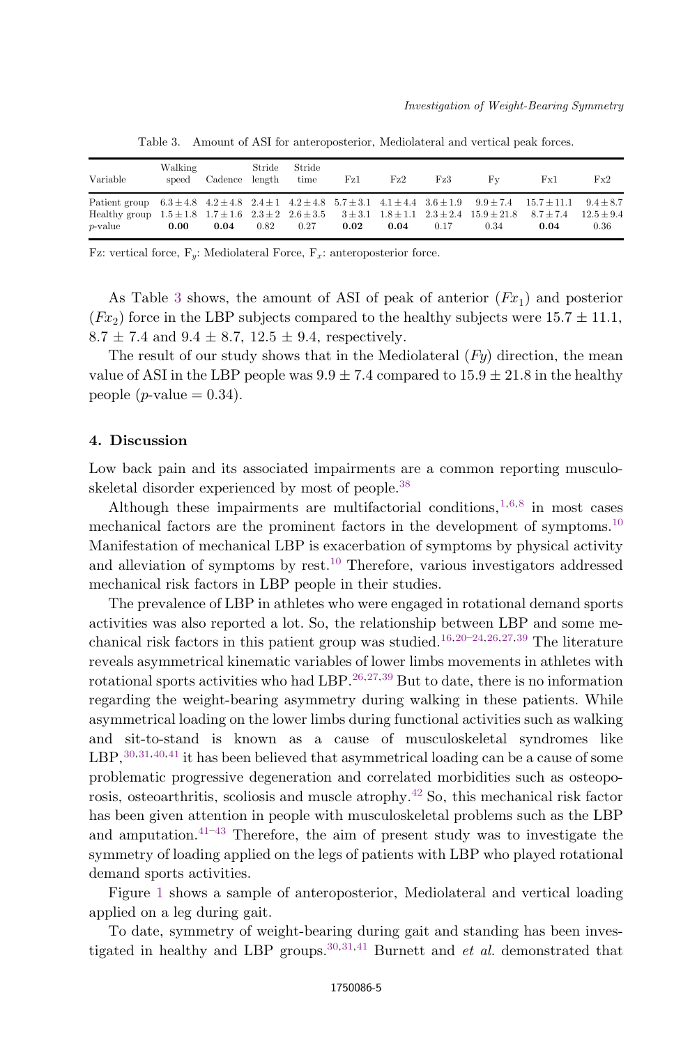Table 3. Amount of ASI for anteroposterior, Mediolateral and vertical peak forces.

| Variable | Walking speed | Cadence | Stride length | Stride time | Fz1 | Fz2 | Fz3 | Fy | Fx1 | Fx2 |
|---|---|---|---|---|---|---|---|---|---|---|
| Patient group | $6.3 \pm 4.8$ | $4.2 \pm 4.8$ | $2.4 \pm 1$ | $4.2 \pm 4.8$ | $5.7 \pm 3.1$ | $4.1 \pm 4.4$ | $3.6 \pm 1.9$ | $9.9 \pm 7.4$ | $15.7 \pm 11.1$ | $9.4 \pm 8.7$ |
| Healthy group | $1.5 \pm 1.8$ | $1.7 \pm 1.6$ | $2.3 \pm 2$ | $2.6 \pm 3.5$ | $3 \pm 3.1$ | $1.8 \pm 1.1$ | $2.3 \pm 2.4$ | $15.9 \pm 21.8$ | $8.7 \pm 7.4$ | $12.5 \pm 9.4$ |
| *p*-value | **0.00** | **0.04** | 0.82 | 0.27 | **0.02** | **0.04** | 0.17 | 0.34 | **0.04** | 0.36 |

Fz: vertical force, $F_y$: Mediolateral Force, $F_x$: anteroposterior force.

As Table 3 shows, the amount of ASI of peak of anterior ($Fx_1$) and posterior ($Fx_2$) force in the LBP subjects compared to the healthy subjects were $15.7 \pm 11.1$, $8.7 \pm 7.4$ and $9.4 \pm 8.7$, $12.5 \pm 9.4$, respectively.

The result of our study shows that in the Mediolateral ($Fy$) direction, the mean value of ASI in the LBP people was $9.9 \pm 7.4$ compared to $15.9 \pm 21.8$ in the healthy people ($p$-value $= 0.34$).

## 4. Discussion

Low back pain and its associated impairments are a common reporting musculoskeletal disorder experienced by most of people.[38]

Although these impairments are multifactorial conditions,[1,6,8] in most cases mechanical factors are the prominent factors in the development of symptoms.[10] Manifestation of mechanical LBP is exacerbation of symptoms by physical activity and alleviation of symptoms by rest.[10] Therefore, various investigators addressed mechanical risk factors in LBP people in their studies.

The prevalence of LBP in athletes who were engaged in rotational demand sports activities was also reported a lot. So, the relationship between LBP and some mechanical risk factors in this patient group was studied.[16,20–24,26,27,39] The literature reveals asymmetrical kinematic variables of lower limbs movements in athletes with rotational sports activities who had LBP.[26,27,39] But to date, there is no information regarding the weight-bearing asymmetry during walking in these patients. While asymmetrical loading on the lower limbs during functional activities such as walking and sit-to-stand is known as a cause of musculoskeletal syndromes like LBP,[30,31,40,41] it has been believed that asymmetrical loading can be a cause of some problematic progressive degeneration and correlated morbidities such as osteoporosis, osteoarthritis, scoliosis and muscle atrophy.[42] So, this mechanical risk factor has been given attention in people with musculoskeletal problems such as the LBP and amputation.[41–43] Therefore, the aim of present study was to investigate the symmetry of loading applied on the legs of patients with LBP who played rotational demand sports activities.

Figure 1 shows a sample of anteroposterior, Mediolateral and vertical loading applied on a leg during gait.

To date, symmetry of weight-bearing during gait and standing has been investigated in healthy and LBP groups.[30,31,41] Burnett and *et al.* demonstrated that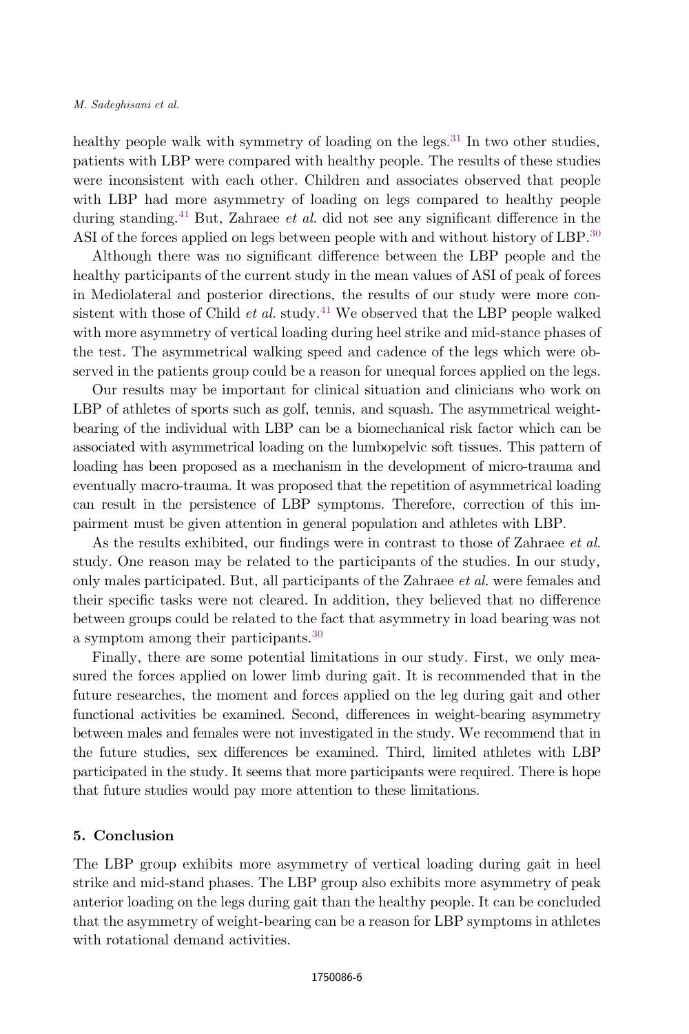healthy people walk with symmetry of loading on the legs.[31] In two other studies, patients with LBP were compared with healthy people. The results of these studies were inconsistent with each other. Children and associates observed that people with LBP had more asymmetry of loading on legs compared to healthy people during standing.[41] But, Zahraee *et al.* did not see any significant difference in the ASI of the forces applied on legs between people with and without history of LBP.[30]

Although there was no significant difference between the LBP people and the healthy participants of the current study in the mean values of ASI of peak of forces in Mediolateral and posterior directions, the results of our study were more consistent with those of Child *et al.* study.[41] We observed that the LBP people walked with more asymmetry of vertical loading during heel strike and mid-stance phases of the test. The asymmetrical walking speed and cadence of the legs which were observed in the patients group could be a reason for unequal forces applied on the legs.

Our results may be important for clinical situation and clinicians who work on LBP of athletes of sports such as golf, tennis, and squash. The asymmetrical weight-bearing of the individual with LBP can be a biomechanical risk factor which can be associated with asymmetrical loading on the lumbopelvic soft tissues. This pattern of loading has been proposed as a mechanism in the development of micro-trauma and eventually macro-trauma. It was proposed that the repetition of asymmetrical loading can result in the persistence of LBP symptoms. Therefore, correction of this impairment must be given attention in general population and athletes with LBP.

As the results exhibited, our findings were in contrast to those of Zahraee *et al.* study. One reason may be related to the participants of the studies. In our study, only males participated. But, all participants of the Zahraee *et al.* were females and their specific tasks were not cleared. In addition, they believed that no difference between groups could be related to the fact that asymmetry in load bearing was not a symptom among their participants.[30]

Finally, there are some potential limitations in our study. First, we only measured the forces applied on lower limb during gait. It is recommended that in the future researches, the moment and forces applied on the leg during gait and other functional activities be examined. Second, differences in weight-bearing asymmetry between males and females were not investigated in the study. We recommend that in the future studies, sex differences be examined. Third, limited athletes with LBP participated in the study. It seems that more participants were required. There is hope that future studies would pay more attention to these limitations.

## 5. Conclusion

The LBP group exhibits more asymmetry of vertical loading during gait in heel strike and mid-stand phases. The LBP group also exhibits more asymmetry of peak anterior loading on the legs during gait than the healthy people. It can be concluded that the asymmetry of weight-bearing can be a reason for LBP symptoms in athletes with rotational demand activities.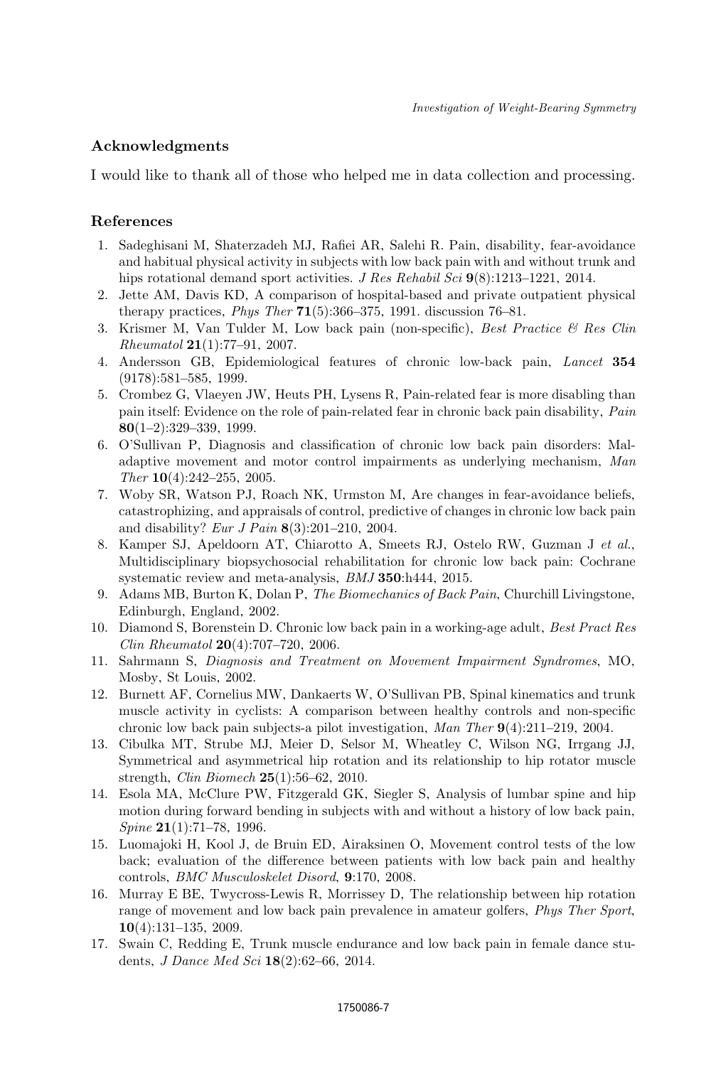## Acknowledgments

I would like to thank all of those who helped me in data collection and processing.

## References

1. Sadeghisani M, Shaterzadeh MJ, Rafiei AR, Salehi R. Pain, disability, fear-avoidance and habitual physical activity in subjects with low back pain with and without trunk and hips rotational demand sport activities. *J Res Rehabil Sci* **9**(8):1213–1221, 2014.
2. Jette AM, Davis KD, A comparison of hospital-based and private outpatient physical therapy practices, *Phys Ther* **71**(5):366–375, 1991. discussion 76–81.
3. Krismer M, Van Tulder M, Low back pain (non-specific), *Best Practice & Res Clin Rheumatol* **21**(1):77–91, 2007.
4. Andersson GB, Epidemiological features of chronic low-back pain, *Lancet* **354** (9178):581–585, 1999.
5. Crombez G, Vlaeyen JW, Heuts PH, Lysens R, Pain-related fear is more disabling than pain itself: Evidence on the role of pain-related fear in chronic back pain disability, *Pain* **80**(1–2):329–339, 1999.
6. O'Sullivan P, Diagnosis and classification of chronic low back pain disorders: Maladaptive movement and motor control impairments as underlying mechanism, *Man Ther* **10**(4):242–255, 2005.
7. Woby SR, Watson PJ, Roach NK, Urmston M, Are changes in fear-avoidance beliefs, catastrophizing, and appraisals of control, predictive of changes in chronic low back pain and disability? *Eur J Pain* **8**(3):201–210, 2004.
8. Kamper SJ, Apeldoorn AT, Chiarotto A, Smeets RJ, Ostelo RW, Guzman J *et al.*, Multidisciplinary biopsychosocial rehabilitation for chronic low back pain: Cochrane systematic review and meta-analysis, *BMJ* **350**:h444, 2015.
9. Adams MB, Burton K, Dolan P, *The Biomechanics of Back Pain*, Churchill Livingstone, Edinburgh, England, 2002.
10. Diamond S, Borenstein D. Chronic low back pain in a working-age adult, *Best Pract Res Clin Rheumatol* **20**(4):707–720, 2006.
11. Sahrmann S, *Diagnosis and Treatment on Movement Impairment Syndromes*, MO, Mosby, St Louis, 2002.
12. Burnett AF, Cornelius MW, Dankaerts W, O'Sullivan PB, Spinal kinematics and trunk muscle activity in cyclists: A comparison between healthy controls and non-specific chronic low back pain subjects-a pilot investigation, *Man Ther* **9**(4):211–219, 2004.
13. Cibulka MT, Strube MJ, Meier D, Selsor M, Wheatley C, Wilson NG, Irrgang JJ, Symmetrical and asymmetrical hip rotation and its relationship to hip rotator muscle strength, *Clin Biomech* **25**(1):56–62, 2010.
14. Esola MA, McClure PW, Fitzgerald GK, Siegler S, Analysis of lumbar spine and hip motion during forward bending in subjects with and without a history of low back pain, *Spine* **21**(1):71–78, 1996.
15. Luomajoki H, Kool J, de Bruin ED, Airaksinen O, Movement control tests of the low back; evaluation of the difference between patients with low back pain and healthy controls, *BMC Musculoskelet Disord*, **9**:170, 2008.
16. Murray E BE, Twycross-Lewis R, Morrissey D, The relationship between hip rotation range of movement and low back pain prevalence in amateur golfers, *Phys Ther Sport*, **10**(4):131–135, 2009.
17. Swain C, Redding E, Trunk muscle endurance and low back pain in female dance students, *J Dance Med Sci* **18**(2):62–66, 2014.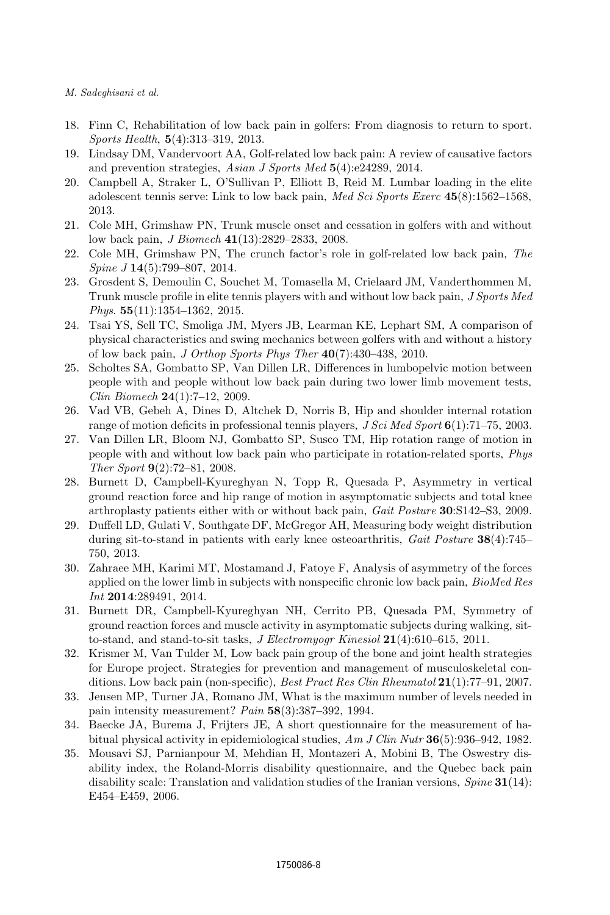18. Finn C, Rehabilitation of low back pain in golfers: From diagnosis to return to sport. *Sports Health*, **5**(4):313–319, 2013.
19. Lindsay DM, Vandervoort AA, Golf-related low back pain: A review of causative factors and prevention strategies, *Asian J Sports Med* **5**(4):e24289, 2014.
20. Campbell A, Straker L, O'Sullivan P, Elliott B, Reid M. Lumbar loading in the elite adolescent tennis serve: Link to low back pain, *Med Sci Sports Exerc* **45**(8):1562–1568, 2013.
21. Cole MH, Grimshaw PN, Trunk muscle onset and cessation in golfers with and without low back pain, *J Biomech* **41**(13):2829–2833, 2008.
22. Cole MH, Grimshaw PN, The crunch factor's role in golf-related low back pain, *The Spine J* **14**(5):799–807, 2014.
23. Grosdent S, Demoulin C, Souchet M, Tomasella M, Crielaard JM, Vanderthommen M, Trunk muscle profile in elite tennis players with and without low back pain, *J Sports Med Phys.* **55**(11):1354–1362, 2015.
24. Tsai YS, Sell TC, Smoliga JM, Myers JB, Learman KE, Lephart SM, A comparison of physical characteristics and swing mechanics between golfers with and without a history of low back pain, *J Orthop Sports Phys Ther* **40**(7):430–438, 2010.
25. Scholtes SA, Gombatto SP, Van Dillen LR, Differences in lumbopelvic motion between people with and people without low back pain during two lower limb movement tests, *Clin Biomech* **24**(1):7–12, 2009.
26. Vad VB, Gebeh A, Dines D, Altchek D, Norris B, Hip and shoulder internal rotation range of motion deficits in professional tennis players, *J Sci Med Sport* **6**(1):71–75, 2003.
27. Van Dillen LR, Bloom NJ, Gombatto SP, Susco TM, Hip rotation range of motion in people with and without low back pain who participate in rotation-related sports, *Phys Ther Sport* **9**(2):72–81, 2008.
28. Burnett D, Campbell-Kyureghyan N, Topp R, Quesada P, Asymmetry in vertical ground reaction force and hip range of motion in asymptomatic subjects and total knee arthroplasty patients either with or without back pain, *Gait Posture* **30**:S142–S3, 2009.
29. Duffell LD, Gulati V, Southgate DF, McGregor AH, Measuring body weight distribution during sit-to-stand in patients with early knee osteoarthritis, *Gait Posture* **38**(4):745–750, 2013.
30. Zahraee MH, Karimi MT, Mostamand J, Fatoye F, Analysis of asymmetry of the forces applied on the lower limb in subjects with nonspecific chronic low back pain, *BioMed Res Int* **2014**:289491, 2014.
31. Burnett DR, Campbell-Kyureghyan NH, Cerrito PB, Quesada PM, Symmetry of ground reaction forces and muscle activity in asymptomatic subjects during walking, sit-to-stand, and stand-to-sit tasks, *J Electromyogr Kinesiol* **21**(4):610–615, 2011.
32. Krismer M, Van Tulder M, Low back pain group of the bone and joint health strategies for Europe project. Strategies for prevention and management of musculoskeletal conditions. Low back pain (non-specific), *Best Pract Res Clin Rheumatol* **21**(1):77–91, 2007.
33. Jensen MP, Turner JA, Romano JM, What is the maximum number of levels needed in pain intensity measurement? *Pain* **58**(3):387–392, 1994.
34. Baecke JA, Burema J, Frijters JE, A short questionnaire for the measurement of habitual physical activity in epidemiological studies, *Am J Clin Nutr* **36**(5):936–942, 1982.
35. Mousavi SJ, Parnianpour M, Mehdian H, Montazeri A, Mobini B, The Oswestry disability index, the Roland-Morris disability questionnaire, and the Quebec back pain disability scale: Translation and validation studies of the Iranian versions, *Spine* **31**(14): E454–E459, 2006.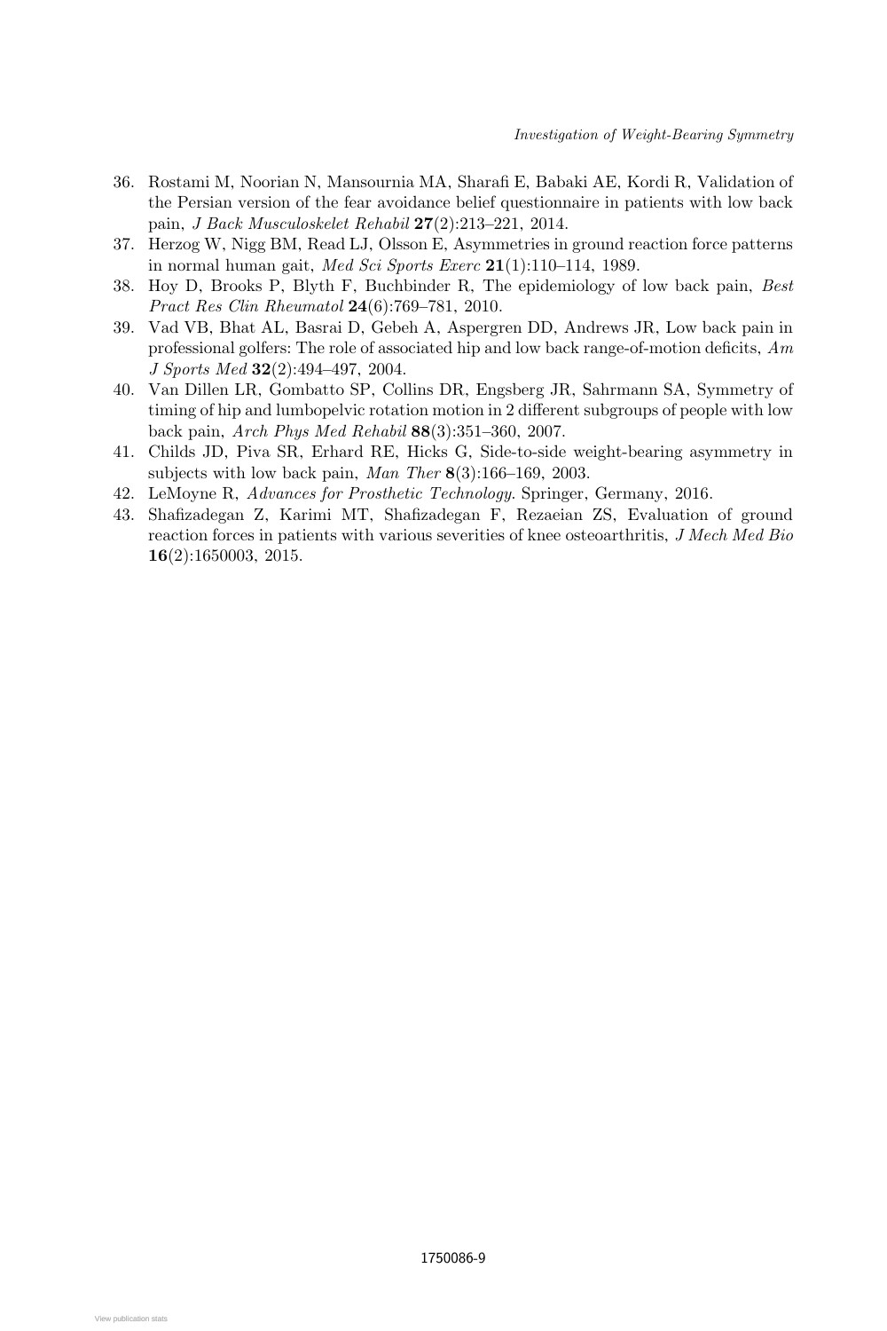36. Rostami M, Noorian N, Mansournia MA, Sharafi E, Babaki AE, Kordi R, Validation of the Persian version of the fear avoidance belief questionnaire in patients with low back pain, *J Back Musculoskelet Rehabil* **27**(2):213–221, 2014.
37. Herzog W, Nigg BM, Read LJ, Olsson E, Asymmetries in ground reaction force patterns in normal human gait, *Med Sci Sports Exerc* **21**(1):110–114, 1989.
38. Hoy D, Brooks P, Blyth F, Buchbinder R, The epidemiology of low back pain, *Best Pract Res Clin Rheumatol* **24**(6):769–781, 2010.
39. Vad VB, Bhat AL, Basrai D, Gebeh A, Aspergren DD, Andrews JR, Low back pain in professional golfers: The role of associated hip and low back range-of-motion deficits, *Am J Sports Med* **32**(2):494–497, 2004.
40. Van Dillen LR, Gombatto SP, Collins DR, Engsberg JR, Sahrmann SA, Symmetry of timing of hip and lumbopelvic rotation motion in 2 different subgroups of people with low back pain, *Arch Phys Med Rehabil* **88**(3):351–360, 2007.
41. Childs JD, Piva SR, Erhard RE, Hicks G, Side-to-side weight-bearing asymmetry in subjects with low back pain, *Man Ther* **8**(3):166–169, 2003.
42. LeMoyne R, *Advances for Prosthetic Technology*. Springer, Germany, 2016.
43. Shafizadegan Z, Karimi MT, Shafizadegan F, Rezaeian ZS, Evaluation of ground reaction forces in patients with various severities of knee osteoarthritis, *J Mech Med Bio* **16**(2):1650003, 2015.